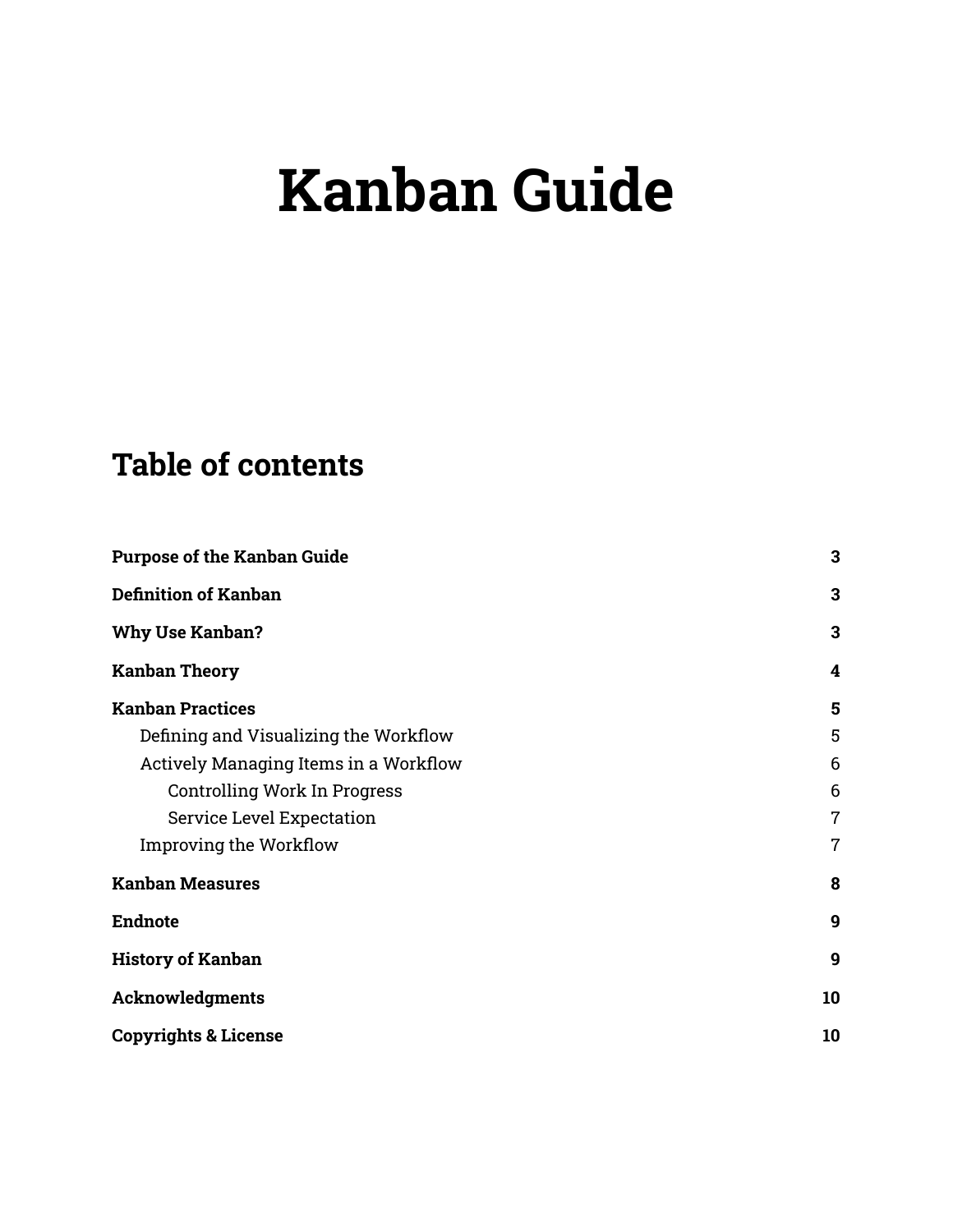# Kanban Guide

## Table of contents

**Purpose of the Kanban Guide** **3**

**Definition of Kanban** **3**

**Why Use Kanban?** **3**

**Kanban Theory** **4**

**Kanban Practices** **5**

- Defining and Visualizing the Workflow 5
- Actively Managing Items in a Workflow 6
  - Controlling Work In Progress 6
  - Service Level Expectation 7
- Improving the Workflow 7

**Kanban Measures** **8**

**Endnote** **9**

**History of Kanban** **9**

**Acknowledgments** **10**

**Copyrights & License** **10**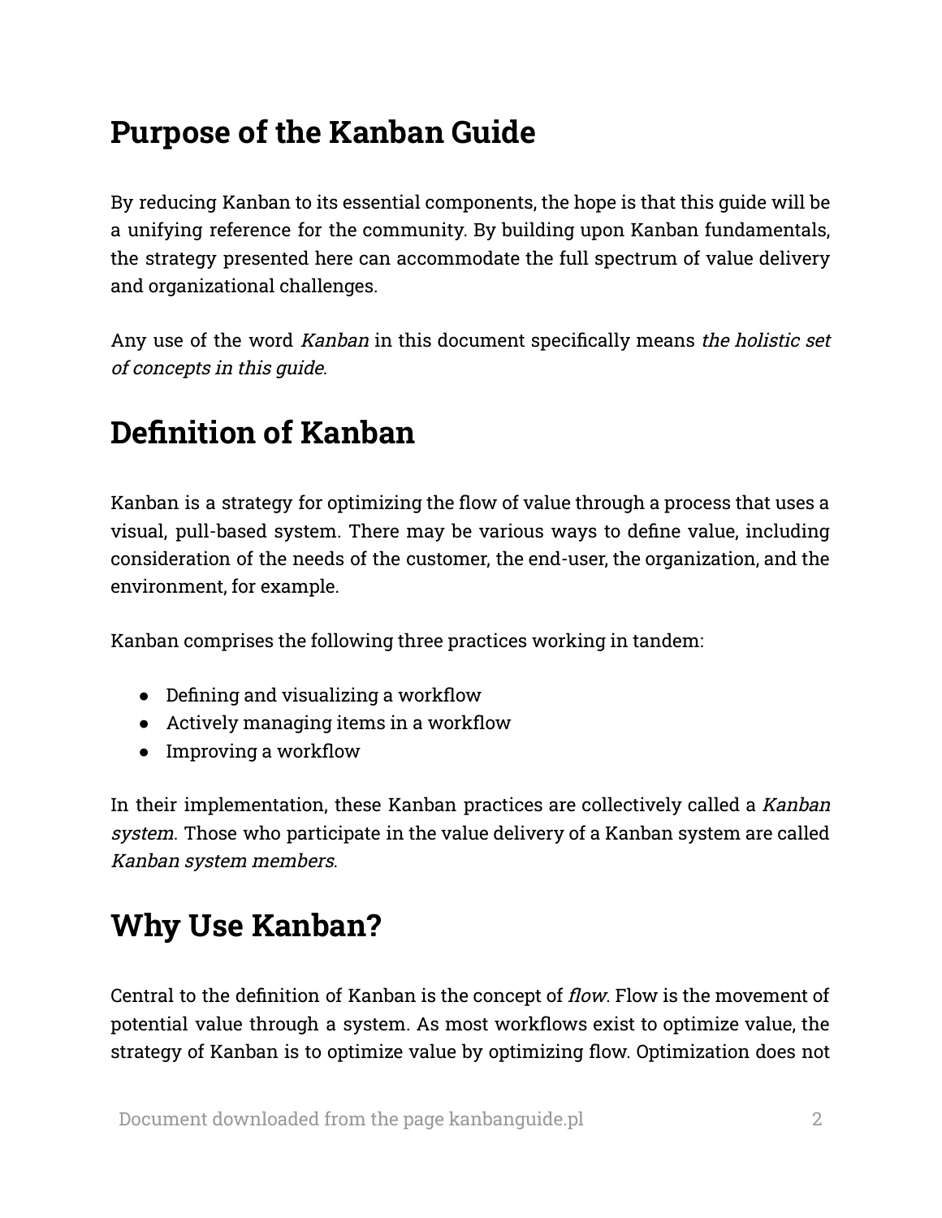# Purpose of the Kanban Guide

By reducing Kanban to its essential components, the hope is that this guide will be a unifying reference for the community. By building upon Kanban fundamentals, the strategy presented here can accommodate the full spectrum of value delivery and organizational challenges.

Any use of the word *Kanban* in this document specifically means *the holistic set of concepts in this guide*.

# Definition of Kanban

Kanban is a strategy for optimizing the flow of value through a process that uses a visual, pull-based system. There may be various ways to define value, including consideration of the needs of the customer, the end-user, the organization, and the environment, for example.

Kanban comprises the following three practices working in tandem:

- Defining and visualizing a workflow
- Actively managing items in a workflow
- Improving a workflow

In their implementation, these Kanban practices are collectively called a *Kanban system*. Those who participate in the value delivery of a Kanban system are called *Kanban system members*.

# Why Use Kanban?

Central to the definition of Kanban is the concept of *flow*. Flow is the movement of potential value through a system. As most workflows exist to optimize value, the strategy of Kanban is to optimize value by optimizing flow. Optimization does not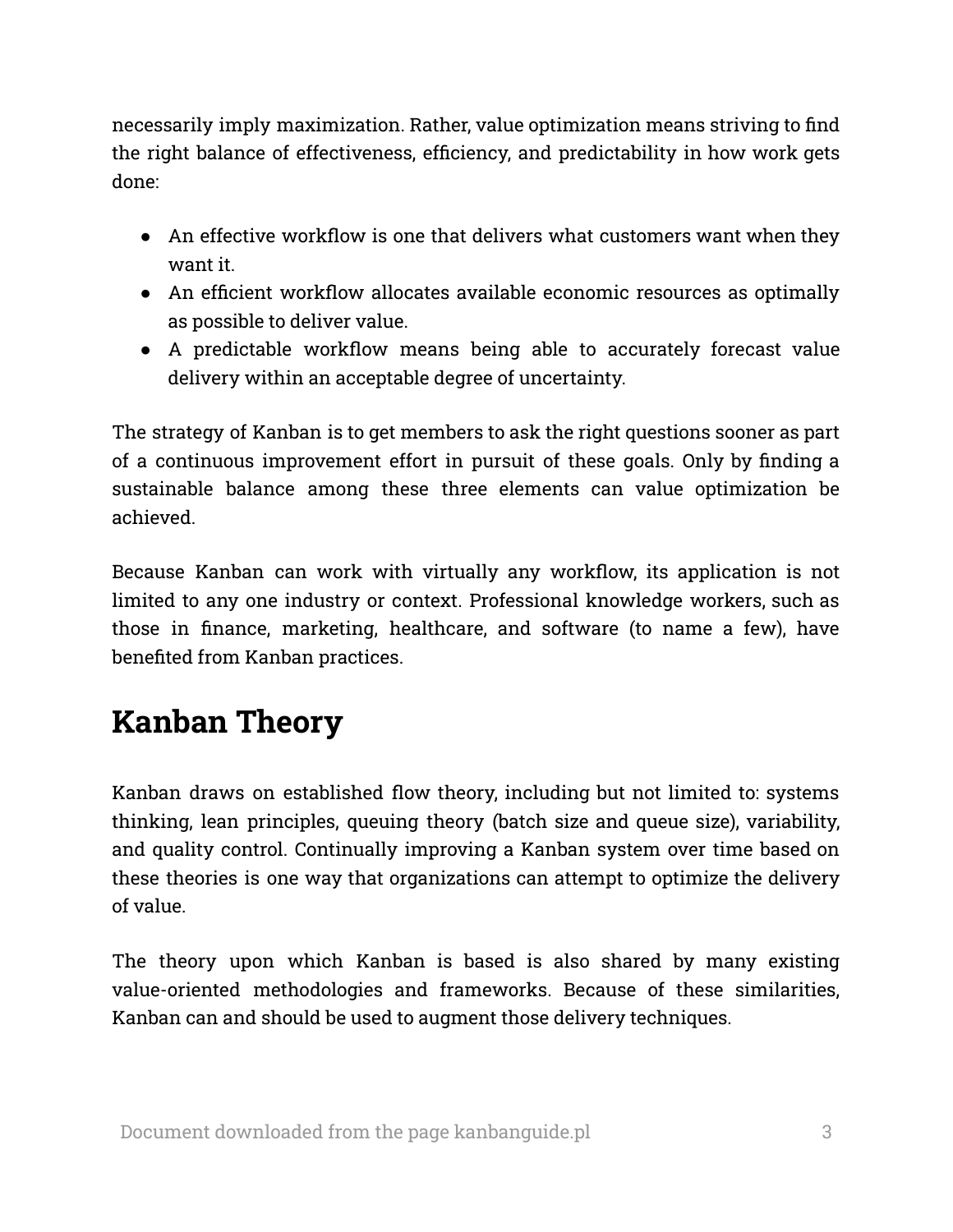necessarily imply maximization. Rather, value optimization means striving to find the right balance of effectiveness, efficiency, and predictability in how work gets done:

- An effective workflow is one that delivers what customers want when they want it.
- An efficient workflow allocates available economic resources as optimally as possible to deliver value.
- A predictable workflow means being able to accurately forecast value delivery within an acceptable degree of uncertainty.

The strategy of Kanban is to get members to ask the right questions sooner as part of a continuous improvement effort in pursuit of these goals. Only by finding a sustainable balance among these three elements can value optimization be achieved.

Because Kanban can work with virtually any workflow, its application is not limited to any one industry or context. Professional knowledge workers, such as those in finance, marketing, healthcare, and software (to name a few), have benefited from Kanban practices.

# Kanban Theory

Kanban draws on established flow theory, including but not limited to: systems thinking, lean principles, queuing theory (batch size and queue size), variability, and quality control. Continually improving a Kanban system over time based on these theories is one way that organizations can attempt to optimize the delivery of value.

The theory upon which Kanban is based is also shared by many existing value-oriented methodologies and frameworks. Because of these similarities, Kanban can and should be used to augment those delivery techniques.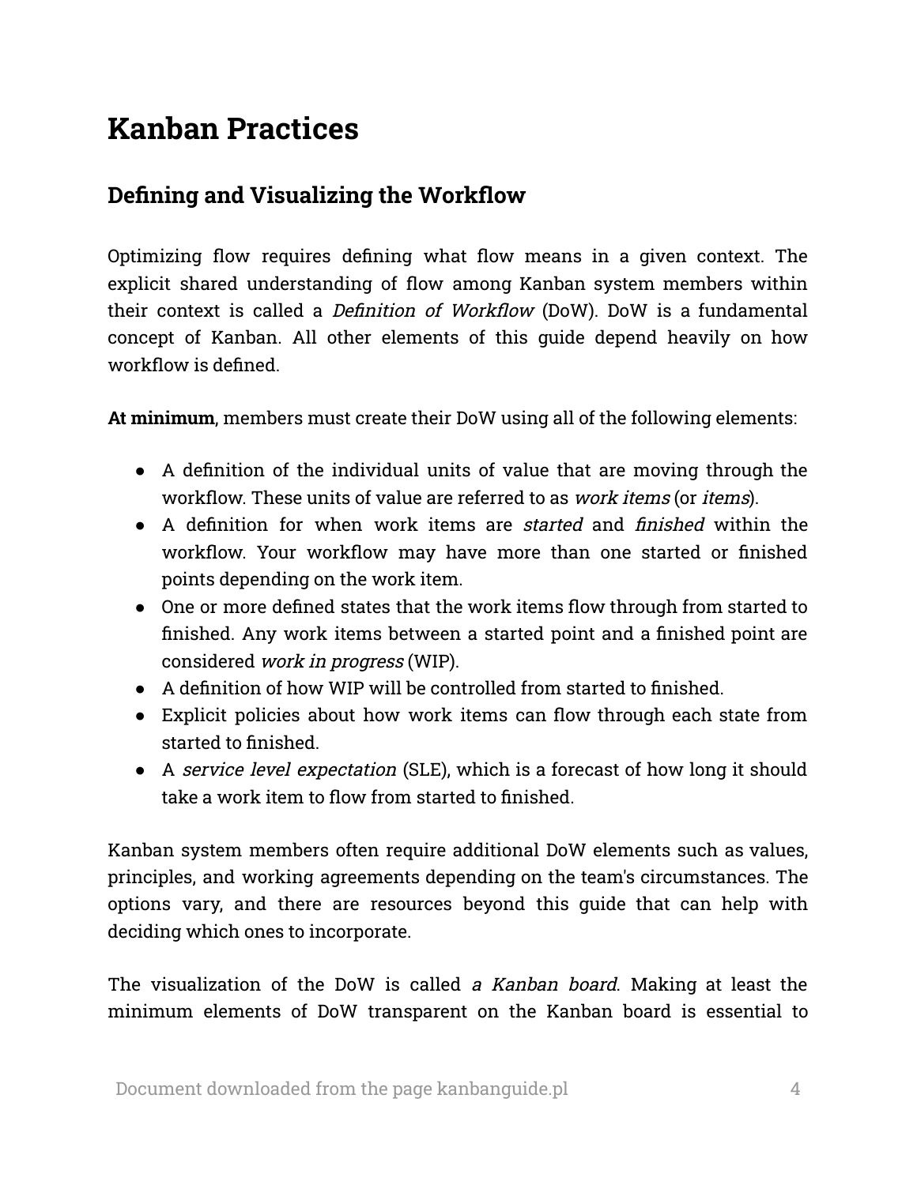# Kanban Practices

## Defining and Visualizing the Workflow

Optimizing flow requires defining what flow means in a given context. The explicit shared understanding of flow among Kanban system members within their context is called a *Definition of Workflow* (DoW). DoW is a fundamental concept of Kanban. All other elements of this guide depend heavily on how workflow is defined.

**At minimum**, members must create their DoW using all of the following elements:

- A definition of the individual units of value that are moving through the workflow. These units of value are referred to as *work items* (or *items*).
- A definition for when work items are *started* and *finished* within the workflow. Your workflow may have more than one started or finished points depending on the work item.
- One or more defined states that the work items flow through from started to finished. Any work items between a started point and a finished point are considered *work in progress* (WIP).
- A definition of how WIP will be controlled from started to finished.
- Explicit policies about how work items can flow through each state from started to finished.
- A *service level expectation* (SLE), which is a forecast of how long it should take a work item to flow from started to finished.

Kanban system members often require additional DoW elements such as values, principles, and working agreements depending on the team's circumstances. The options vary, and there are resources beyond this guide that can help with deciding which ones to incorporate.

The visualization of the DoW is called *a Kanban board*. Making at least the minimum elements of DoW transparent on the Kanban board is essential to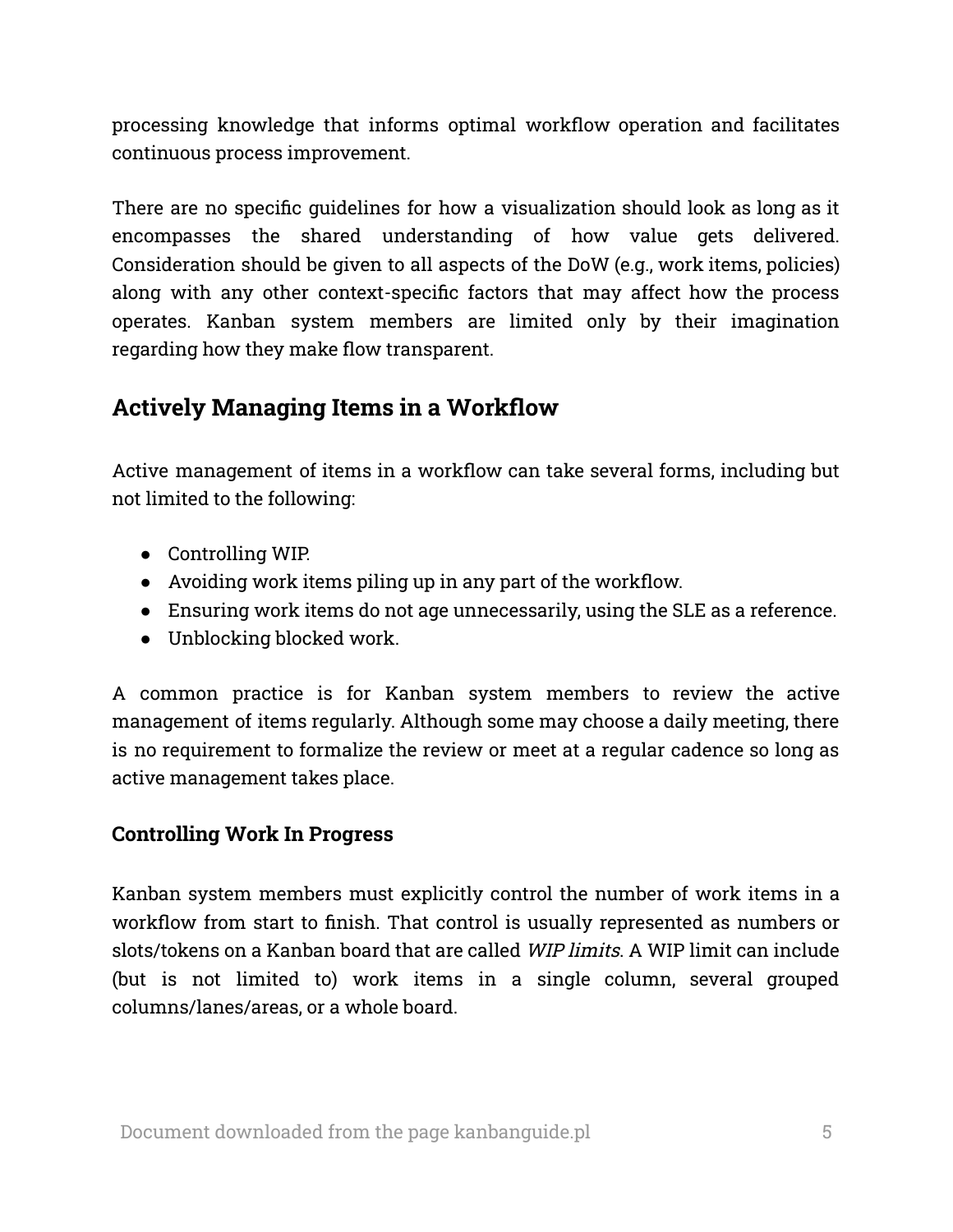processing knowledge that informs optimal workflow operation and facilitates continuous process improvement.

There are no specific guidelines for how a visualization should look as long as it encompasses the shared understanding of how value gets delivered. Consideration should be given to all aspects of the DoW (e.g., work items, policies) along with any other context-specific factors that may affect how the process operates. Kanban system members are limited only by their imagination regarding how they make flow transparent.

## Actively Managing Items in a Workflow

Active management of items in a workflow can take several forms, including but not limited to the following:

- Controlling WIP.
- Avoiding work items piling up in any part of the workflow.
- Ensuring work items do not age unnecessarily, using the SLE as a reference.
- Unblocking blocked work.

A common practice is for Kanban system members to review the active management of items regularly. Although some may choose a daily meeting, there is no requirement to formalize the review or meet at a regular cadence so long as active management takes place.

### Controlling Work In Progress

Kanban system members must explicitly control the number of work items in a workflow from start to finish. That control is usually represented as numbers or slots/tokens on a Kanban board that are called *WIP limits*. A WIP limit can include (but is not limited to) work items in a single column, several grouped columns/lanes/areas, or a whole board.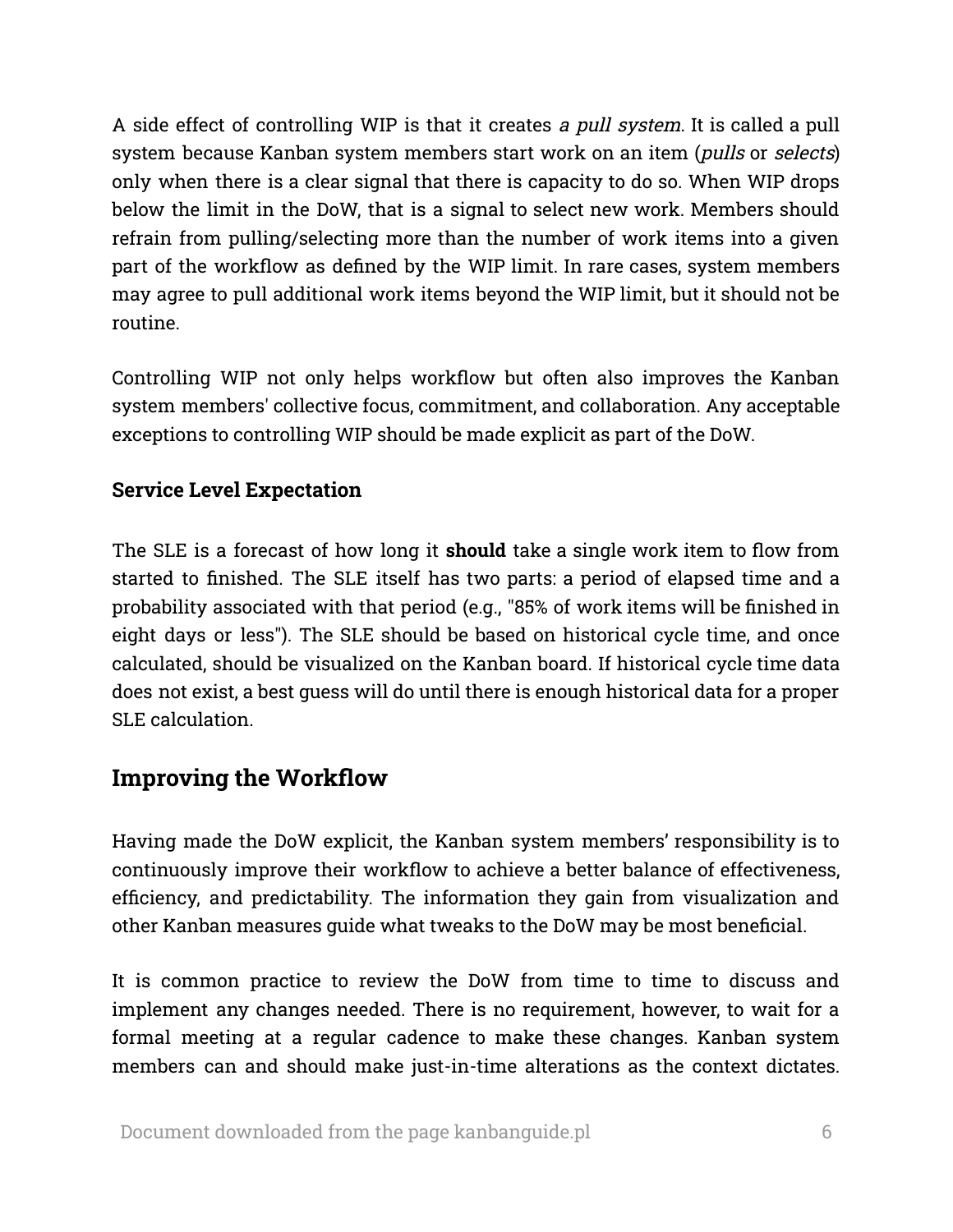A side effect of controlling WIP is that it creates *a pull system*. It is called a pull system because Kanban system members start work on an item (*pulls* or *selects*) only when there is a clear signal that there is capacity to do so. When WIP drops below the limit in the DoW, that is a signal to select new work. Members should refrain from pulling/selecting more than the number of work items into a given part of the workflow as defined by the WIP limit. In rare cases, system members may agree to pull additional work items beyond the WIP limit, but it should not be routine.

Controlling WIP not only helps workflow but often also improves the Kanban system members' collective focus, commitment, and collaboration. Any acceptable exceptions to controlling WIP should be made explicit as part of the DoW.

### Service Level Expectation

The SLE is a forecast of how long it **should** take a single work item to flow from started to finished. The SLE itself has two parts: a period of elapsed time and a probability associated with that period (e.g., "85% of work items will be finished in eight days or less"). The SLE should be based on historical cycle time, and once calculated, should be visualized on the Kanban board. If historical cycle time data does not exist, a best guess will do until there is enough historical data for a proper SLE calculation.

## Improving the Workflow

Having made the DoW explicit, the Kanban system members' responsibility is to continuously improve their workflow to achieve a better balance of effectiveness, efficiency, and predictability. The information they gain from visualization and other Kanban measures guide what tweaks to the DoW may be most beneficial.

It is common practice to review the DoW from time to time to discuss and implement any changes needed. There is no requirement, however, to wait for a formal meeting at a regular cadence to make these changes. Kanban system members can and should make just-in-time alterations as the context dictates.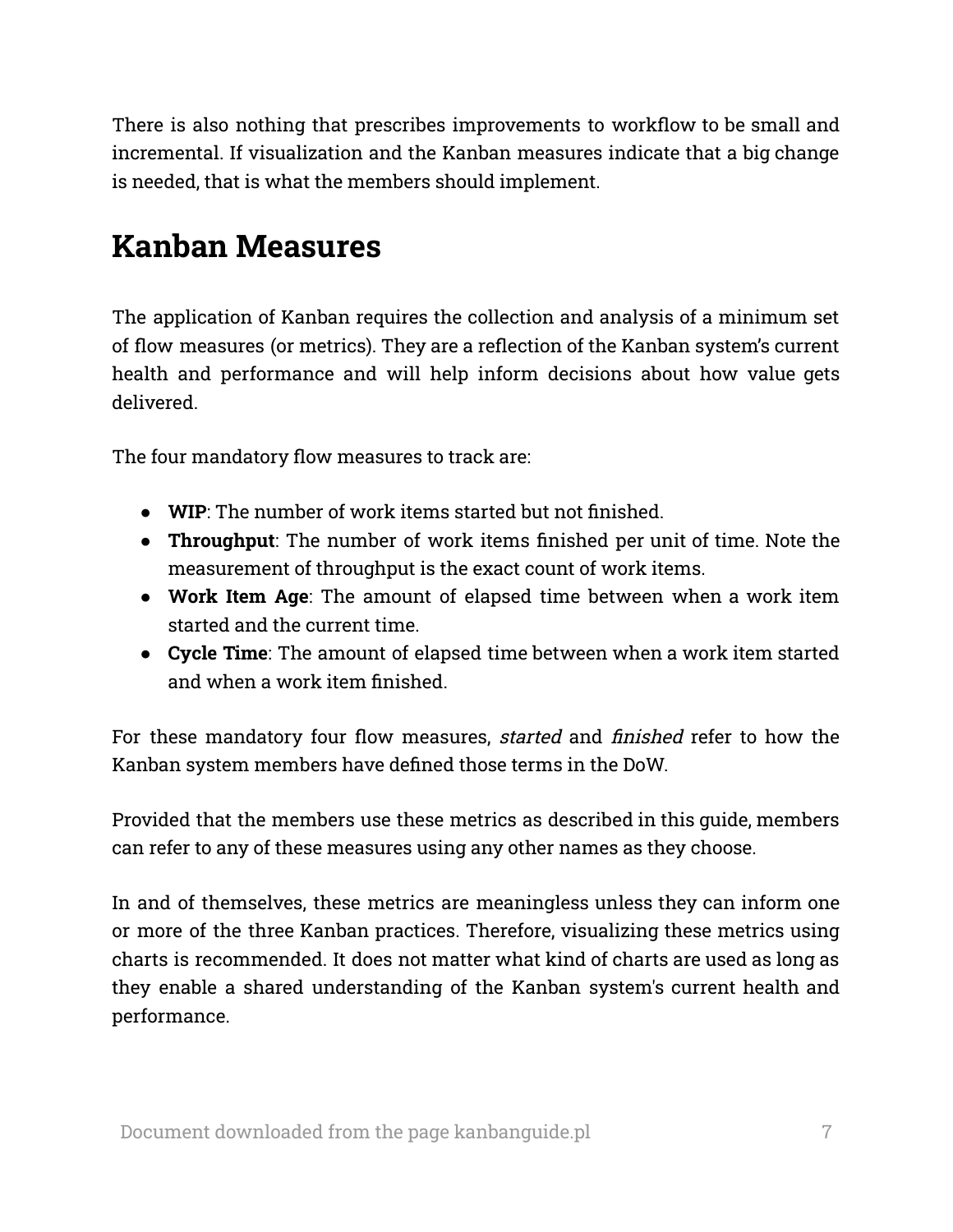There is also nothing that prescribes improvements to workflow to be small and incremental. If visualization and the Kanban measures indicate that a big change is needed, that is what the members should implement.

# Kanban Measures

The application of Kanban requires the collection and analysis of a minimum set of flow measures (or metrics). They are a reflection of the Kanban system's current health and performance and will help inform decisions about how value gets delivered.

The four mandatory flow measures to track are:

- **WIP**: The number of work items started but not finished.
- **Throughput**: The number of work items finished per unit of time. Note the measurement of throughput is the exact count of work items.
- **Work Item Age**: The amount of elapsed time between when a work item started and the current time.
- **Cycle Time**: The amount of elapsed time between when a work item started and when a work item finished.

For these mandatory four flow measures, *started* and *finished* refer to how the Kanban system members have defined those terms in the DoW.

Provided that the members use these metrics as described in this guide, members can refer to any of these measures using any other names as they choose.

In and of themselves, these metrics are meaningless unless they can inform one or more of the three Kanban practices. Therefore, visualizing these metrics using charts is recommended. It does not matter what kind of charts are used as long as they enable a shared understanding of the Kanban system's current health and performance.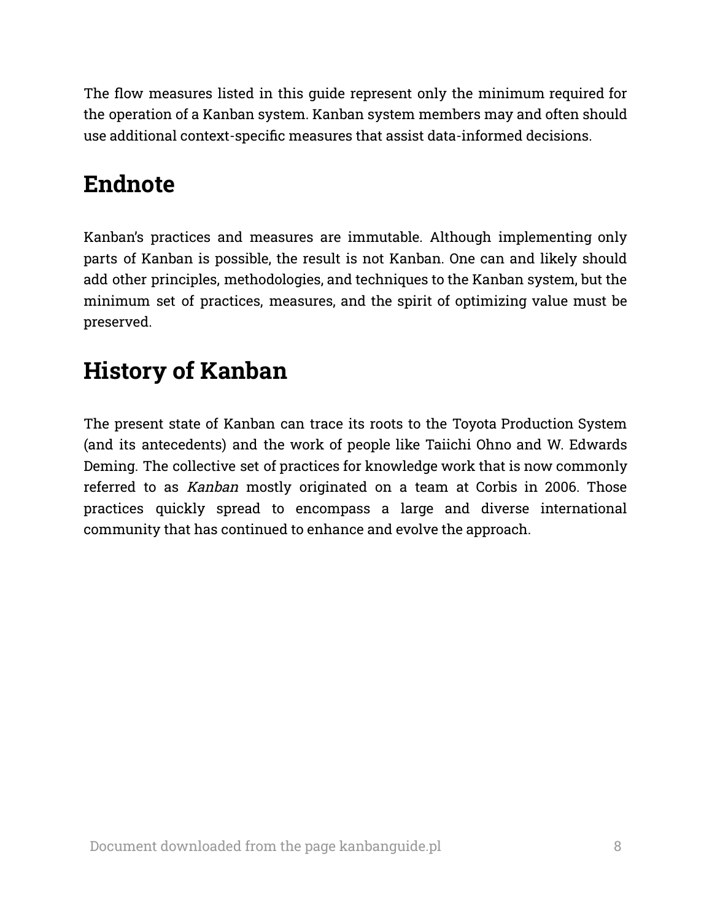The flow measures listed in this guide represent only the minimum required for the operation of a Kanban system. Kanban system members may and often should use additional context-specific measures that assist data-informed decisions.

## Endnote

Kanban's practices and measures are immutable. Although implementing only parts of Kanban is possible, the result is not Kanban. One can and likely should add other principles, methodologies, and techniques to the Kanban system, but the minimum set of practices, measures, and the spirit of optimizing value must be preserved.

## History of Kanban

The present state of Kanban can trace its roots to the Toyota Production System (and its antecedents) and the work of people like Taiichi Ohno and W. Edwards Deming. The collective set of practices for knowledge work that is now commonly referred to as *Kanban* mostly originated on a team at Corbis in 2006. Those practices quickly spread to encompass a large and diverse international community that has continued to enhance and evolve the approach.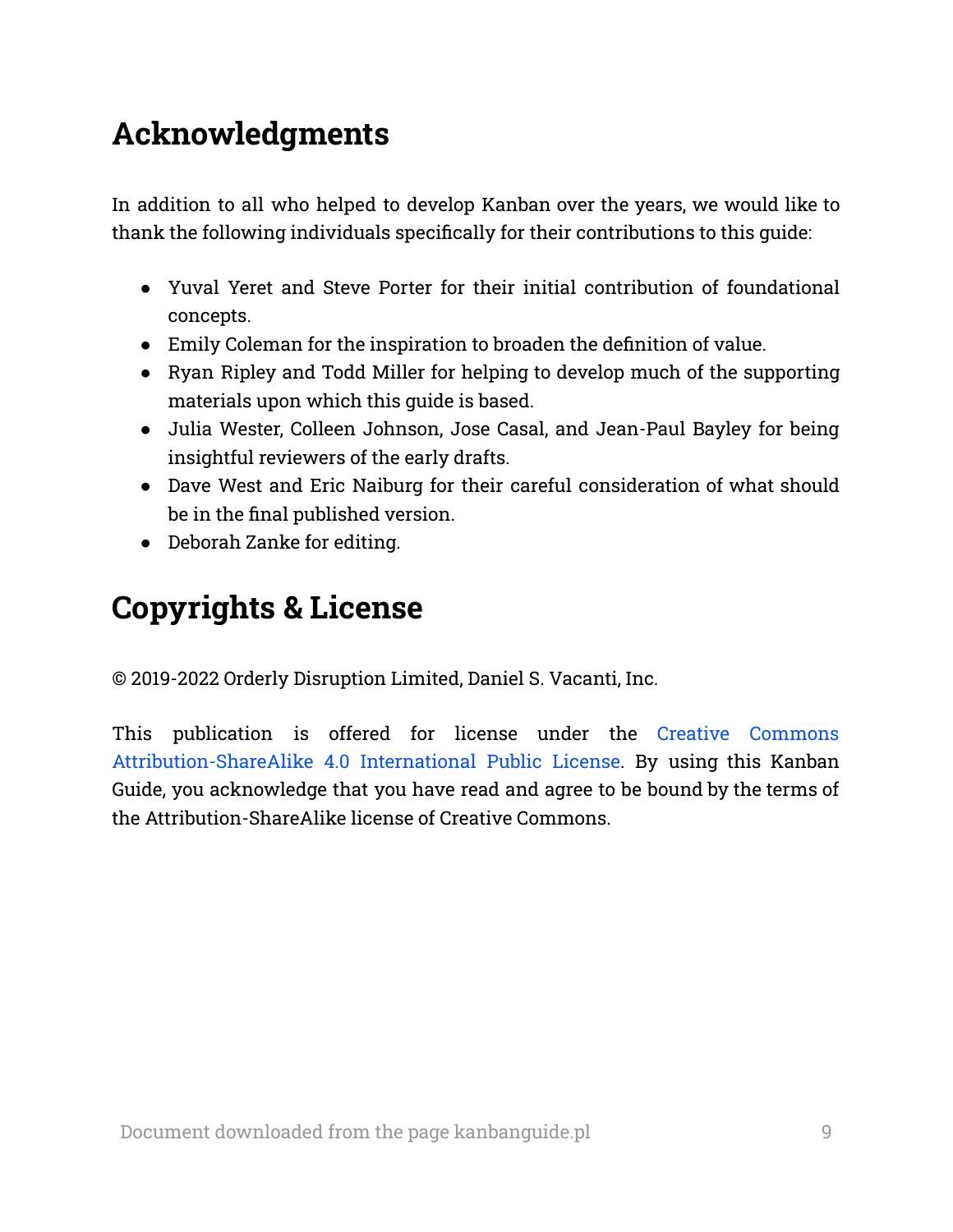## Acknowledgments

In addition to all who helped to develop Kanban over the years, we would like to thank the following individuals specifically for their contributions to this guide:

- Yuval Yeret and Steve Porter for their initial contribution of foundational concepts.
- Emily Coleman for the inspiration to broaden the definition of value.
- Ryan Ripley and Todd Miller for helping to develop much of the supporting materials upon which this guide is based.
- Julia Wester, Colleen Johnson, Jose Casal, and Jean-Paul Bayley for being insightful reviewers of the early drafts.
- Dave West and Eric Naiburg for their careful consideration of what should be in the final published version.
- Deborah Zanke for editing.

## Copyrights & License

© 2019-2022 Orderly Disruption Limited, Daniel S. Vacanti, Inc.

This publication is offered for license under the Creative Commons Attribution-ShareAlike 4.0 International Public License. By using this Kanban Guide, you acknowledge that you have read and agree to be bound by the terms of the Attribution-ShareAlike license of Creative Commons.